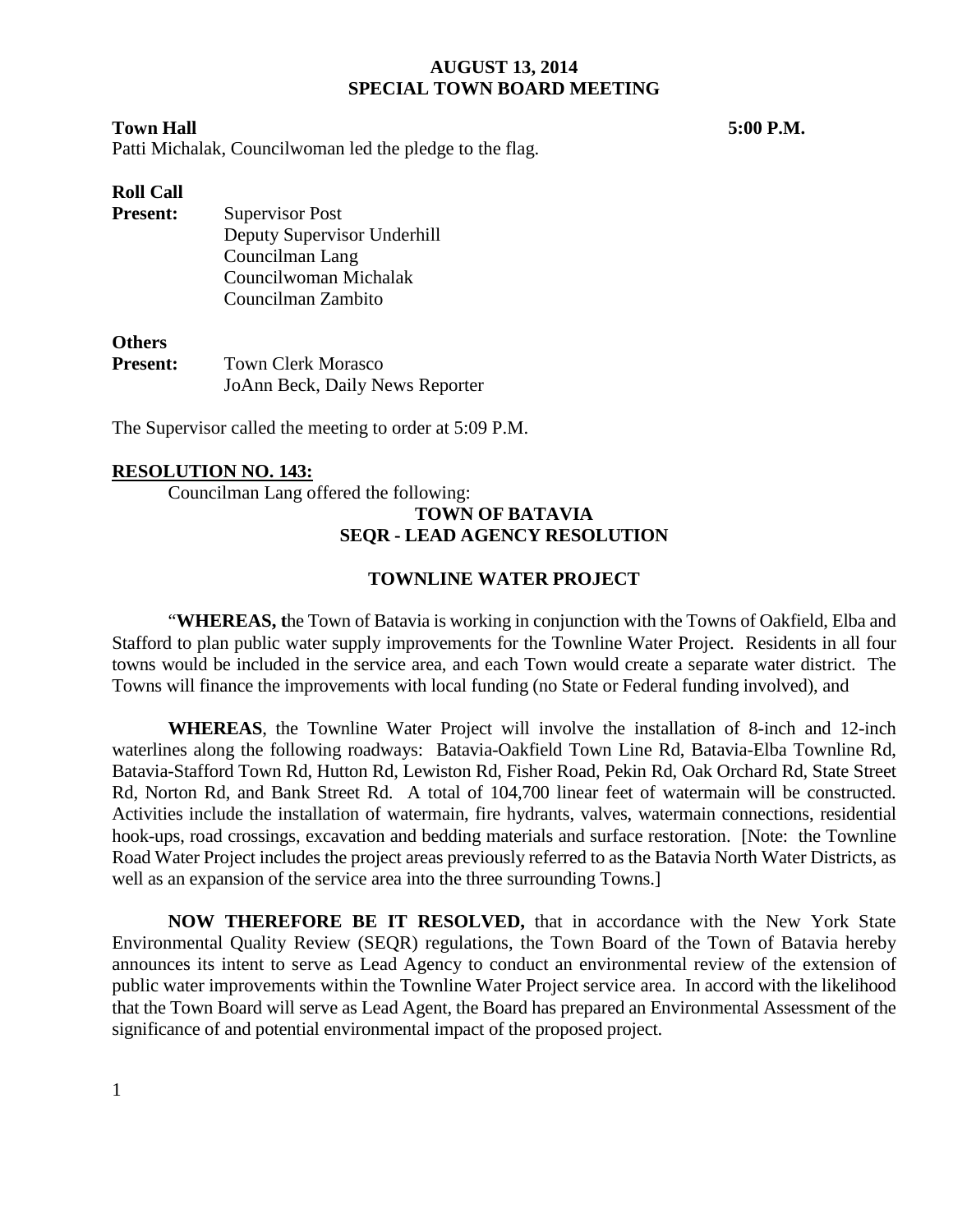# AUGUST 13, 2014
# SPECIAL TOWN BOARD MEETING

**Town Hall** **5:00 P.M.**

Patti Michalak, Councilwoman led the pledge to the flag.

**Roll Call**

**Present:** Supervisor Post
Deputy Supervisor Underhill
Councilman Lang
Councilwoman Michalak
Councilman Zambito

**Others**

**Present:** Town Clerk Morasco
JoAnn Beck, Daily News Reporter

The Supervisor called the meeting to order at 5:09 P.M.

**RESOLUTION NO. 143:**

Councilman Lang offered the following:

**TOWN OF BATAVIA**
**SEQR - LEAD AGENCY RESOLUTION**

**TOWNLINE WATER PROJECT**

"**WHEREAS, t**he Town of Batavia is working in conjunction with the Towns of Oakfield, Elba and Stafford to plan public water supply improvements for the Townline Water Project. Residents in all four towns would be included in the service area, and each Town would create a separate water district. The Towns will finance the improvements with local funding (no State or Federal funding involved), and

**WHEREAS**, the Townline Water Project will involve the installation of 8-inch and 12-inch waterlines along the following roadways: Batavia-Oakfield Town Line Rd, Batavia-Elba Townline Rd, Batavia-Stafford Town Rd, Hutton Rd, Lewiston Rd, Fisher Road, Pekin Rd, Oak Orchard Rd, State Street Rd, Norton Rd, and Bank Street Rd. A total of 104,700 linear feet of watermain will be constructed. Activities include the installation of watermain, fire hydrants, valves, watermain connections, residential hook-ups, road crossings, excavation and bedding materials and surface restoration. [Note: the Townline Road Water Project includes the project areas previously referred to as the Batavia North Water Districts, as well as an expansion of the service area into the three surrounding Towns.]

**NOW THEREFORE BE IT RESOLVED,** that in accordance with the New York State Environmental Quality Review (SEQR) regulations, the Town Board of the Town of Batavia hereby announces its intent to serve as Lead Agency to conduct an environmental review of the extension of public water improvements within the Townline Water Project service area. In accord with the likelihood that the Town Board will serve as Lead Agent, the Board has prepared an Environmental Assessment of the significance of and potential environmental impact of the proposed project.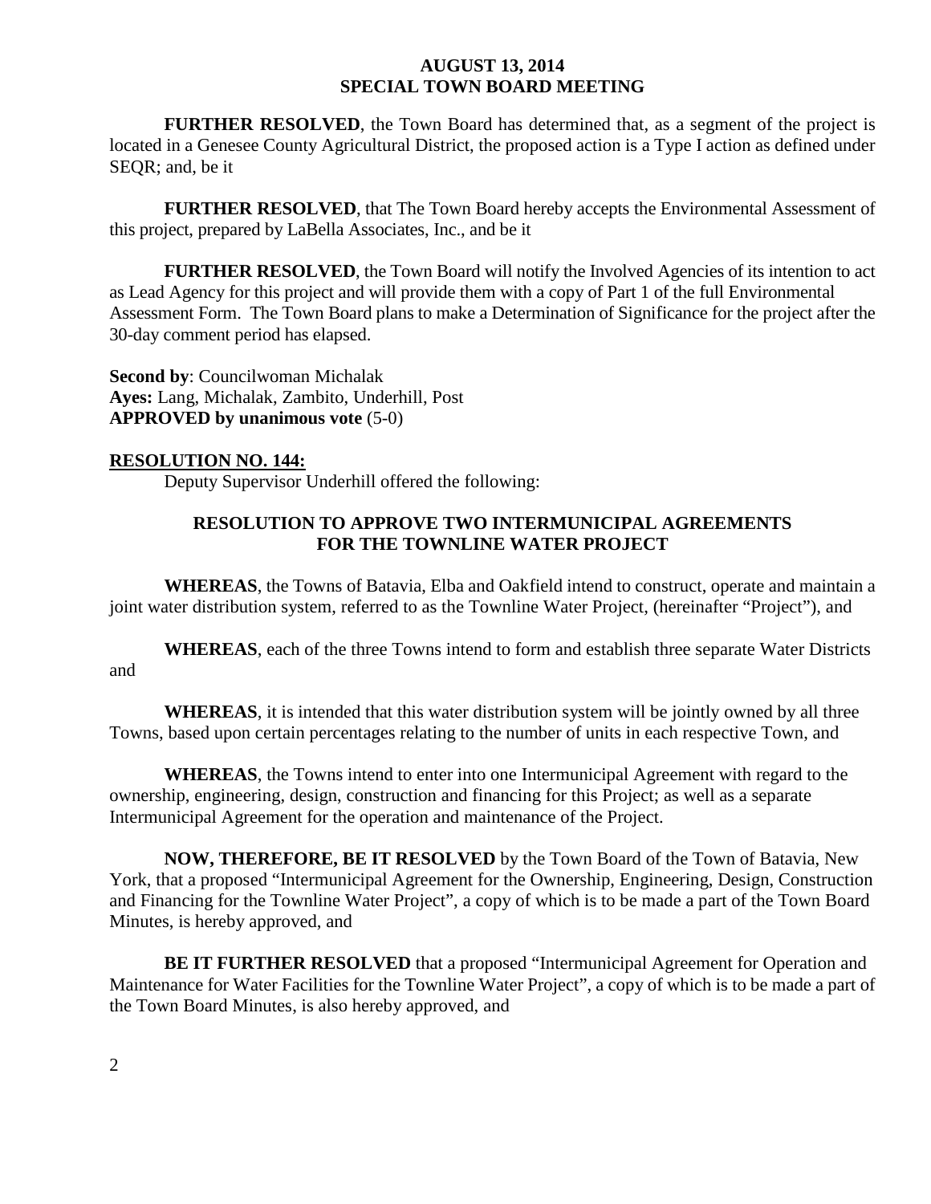**FURTHER RESOLVED**, the Town Board has determined that, as a segment of the project is located in a Genesee County Agricultural District, the proposed action is a Type I action as defined under SEQR; and, be it

**FURTHER RESOLVED**, that The Town Board hereby accepts the Environmental Assessment of this project, prepared by LaBella Associates, Inc., and be it

**FURTHER RESOLVED**, the Town Board will notify the Involved Agencies of its intention to act as Lead Agency for this project and will provide them with a copy of Part 1 of the full Environmental Assessment Form. The Town Board plans to make a Determination of Significance for the project after the 30-day comment period has elapsed.

**Second by**: Councilwoman Michalak
**Ayes:** Lang, Michalak, Zambito, Underhill, Post
**APPROVED by unanimous vote** (5-0)

**RESOLUTION NO. 144:**

Deputy Supervisor Underhill offered the following:

**RESOLUTION TO APPROVE TWO INTERMUNICIPAL AGREEMENTS FOR THE TOWNLINE WATER PROJECT**

**WHEREAS**, the Towns of Batavia, Elba and Oakfield intend to construct, operate and maintain a joint water distribution system, referred to as the Townline Water Project, (hereinafter "Project"), and

**WHEREAS**, each of the three Towns intend to form and establish three separate Water Districts and

**WHEREAS**, it is intended that this water distribution system will be jointly owned by all three Towns, based upon certain percentages relating to the number of units in each respective Town, and

**WHEREAS**, the Towns intend to enter into one Intermunicipal Agreement with regard to the ownership, engineering, design, construction and financing for this Project; as well as a separate Intermunicipal Agreement for the operation and maintenance of the Project.

**NOW, THEREFORE, BE IT RESOLVED** by the Town Board of the Town of Batavia, New York, that a proposed "Intermunicipal Agreement for the Ownership, Engineering, Design, Construction and Financing for the Townline Water Project", a copy of which is to be made a part of the Town Board Minutes, is hereby approved, and

**BE IT FURTHER RESOLVED** that a proposed "Intermunicipal Agreement for Operation and Maintenance for Water Facilities for the Townline Water Project", a copy of which is to be made a part of the Town Board Minutes, is also hereby approved, and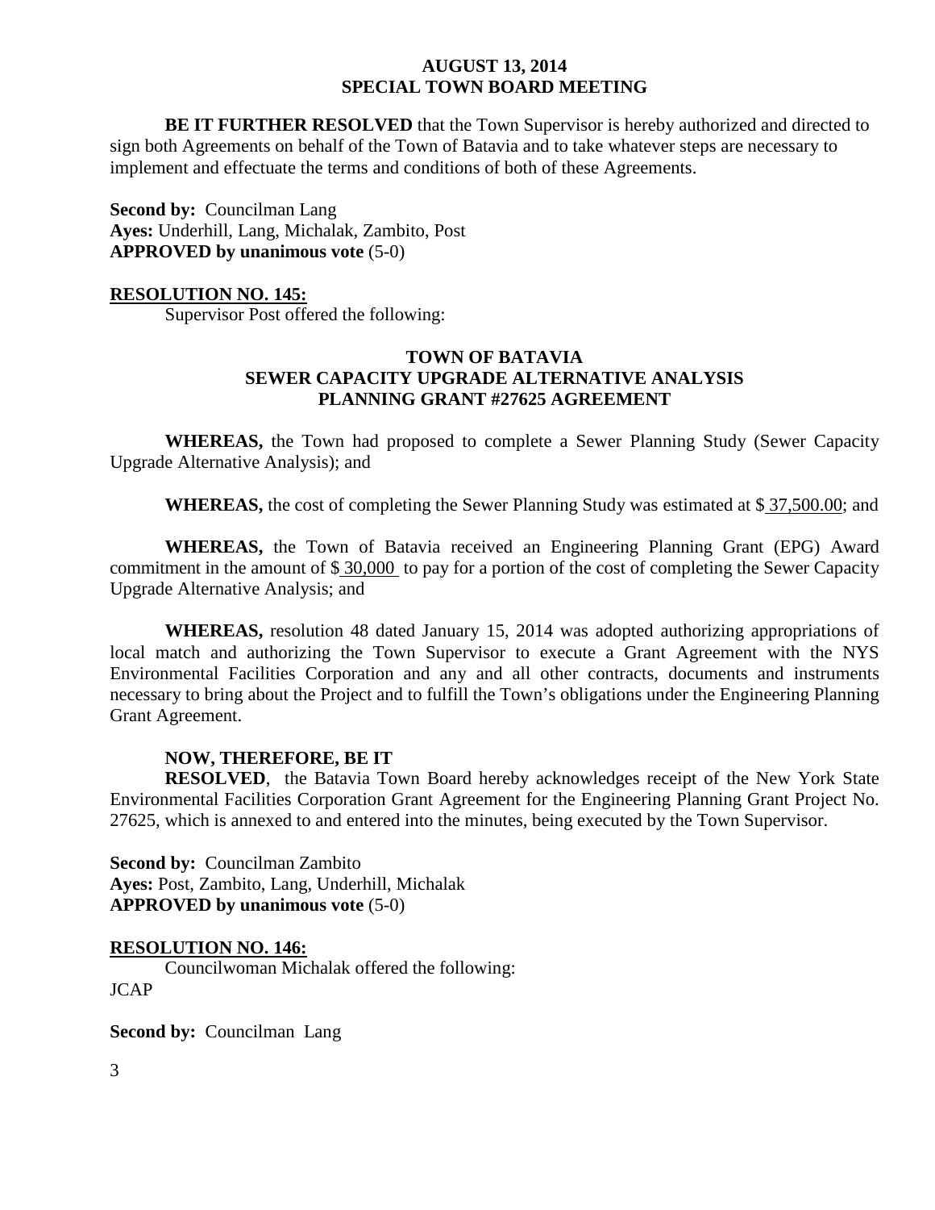**BE IT FURTHER RESOLVED** that the Town Supervisor is hereby authorized and directed to sign both Agreements on behalf of the Town of Batavia and to take whatever steps are necessary to implement and effectuate the terms and conditions of both of these Agreements.

**Second by:** Councilman Lang
**Ayes:** Underhill, Lang, Michalak, Zambito, Post
**APPROVED by unanimous vote** (5-0)

**RESOLUTION NO. 145:**

Supervisor Post offered the following:

**TOWN OF BATAVIA**
**SEWER CAPACITY UPGRADE ALTERNATIVE ANALYSIS**
**PLANNING GRANT #27625 AGREEMENT**

**WHEREAS,** the Town had proposed to complete a Sewer Planning Study (Sewer Capacity Upgrade Alternative Analysis); and

**WHEREAS,** the cost of completing the Sewer Planning Study was estimated at $ 37,500.00; and

**WHEREAS,** the Town of Batavia received an Engineering Planning Grant (EPG) Award commitment in the amount of $ 30,000 to pay for a portion of the cost of completing the Sewer Capacity Upgrade Alternative Analysis; and

**WHEREAS,** resolution 48 dated January 15, 2014 was adopted authorizing appropriations of local match and authorizing the Town Supervisor to execute a Grant Agreement with the NYS Environmental Facilities Corporation and any and all other contracts, documents and instruments necessary to bring about the Project and to fulfill the Town's obligations under the Engineering Planning Grant Agreement.

**NOW, THEREFORE, BE IT**

**RESOLVED**, the Batavia Town Board hereby acknowledges receipt of the New York State Environmental Facilities Corporation Grant Agreement for the Engineering Planning Grant Project No. 27625, which is annexed to and entered into the minutes, being executed by the Town Supervisor.

**Second by:** Councilman Zambito
**Ayes:** Post, Zambito, Lang, Underhill, Michalak
**APPROVED by unanimous vote** (5-0)

**RESOLUTION NO. 146:**

Councilwoman Michalak offered the following:
JCAP

**Second by:** Councilman Lang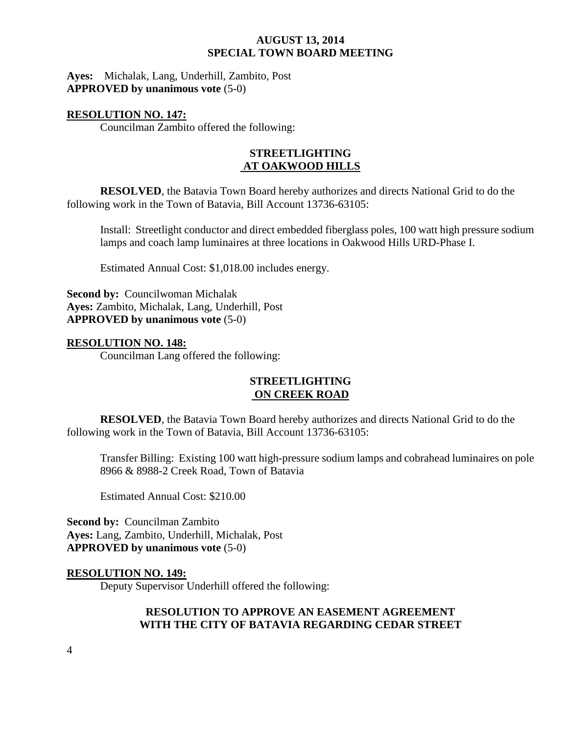**Ayes:** Michalak, Lang, Underhill, Zambito, Post
**APPROVED by unanimous vote** (5-0)

**RESOLUTION NO. 147:**

Councilman Zambito offered the following:

**STREETLIGHTING**
**AT OAKWOOD HILLS**

**RESOLVED**, the Batavia Town Board hereby authorizes and directs National Grid to do the following work in the Town of Batavia, Bill Account 13736-63105:

Install: Streetlight conductor and direct embedded fiberglass poles, 100 watt high pressure sodium lamps and coach lamp luminaires at three locations in Oakwood Hills URD-Phase I.

Estimated Annual Cost: $1,018.00 includes energy.

**Second by:** Councilwoman Michalak
**Ayes:** Zambito, Michalak, Lang, Underhill, Post
**APPROVED by unanimous vote** (5-0)

**RESOLUTION NO. 148:**

Councilman Lang offered the following:

**STREETLIGHTING**
**ON CREEK ROAD**

**RESOLVED**, the Batavia Town Board hereby authorizes and directs National Grid to do the following work in the Town of Batavia, Bill Account 13736-63105:

Transfer Billing: Existing 100 watt high-pressure sodium lamps and cobrahead luminaires on pole 8966 & 8988-2 Creek Road, Town of Batavia

Estimated Annual Cost: $210.00

**Second by:** Councilman Zambito
**Ayes:** Lang, Zambito, Underhill, Michalak, Post
**APPROVED by unanimous vote** (5-0)

**RESOLUTION NO. 149:**

Deputy Supervisor Underhill offered the following:

**RESOLUTION TO APPROVE AN EASEMENT AGREEMENT**
**WITH THE CITY OF BATAVIA REGARDING CEDAR STREET**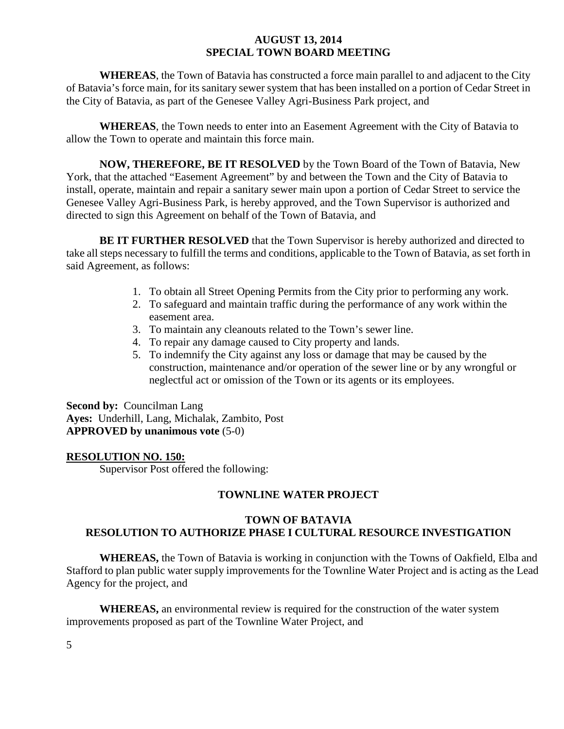**WHEREAS**, the Town of Batavia has constructed a force main parallel to and adjacent to the City of Batavia's force main, for its sanitary sewer system that has been installed on a portion of Cedar Street in the City of Batavia, as part of the Genesee Valley Agri-Business Park project, and

**WHEREAS**, the Town needs to enter into an Easement Agreement with the City of Batavia to allow the Town to operate and maintain this force main.

**NOW, THEREFORE, BE IT RESOLVED** by the Town Board of the Town of Batavia, New York, that the attached "Easement Agreement" by and between the Town and the City of Batavia to install, operate, maintain and repair a sanitary sewer main upon a portion of Cedar Street to service the Genesee Valley Agri-Business Park, is hereby approved, and the Town Supervisor is authorized and directed to sign this Agreement on behalf of the Town of Batavia, and

**BE IT FURTHER RESOLVED** that the Town Supervisor is hereby authorized and directed to take all steps necessary to fulfill the terms and conditions, applicable to the Town of Batavia, as set forth in said Agreement, as follows:

1. To obtain all Street Opening Permits from the City prior to performing any work.
2. To safeguard and maintain traffic during the performance of any work within the easement area.
3. To maintain any cleanouts related to the Town's sewer line.
4. To repair any damage caused to City property and lands.
5. To indemnify the City against any loss or damage that may be caused by the construction, maintenance and/or operation of the sewer line or by any wrongful or neglectful act or omission of the Town or its agents or its employees.

**Second by:** Councilman Lang
**Ayes:** Underhill, Lang, Michalak, Zambito, Post
**APPROVED by unanimous vote** (5-0)

**RESOLUTION NO. 150:**

Supervisor Post offered the following:

**TOWNLINE WATER PROJECT**

**TOWN OF BATAVIA**
**RESOLUTION TO AUTHORIZE PHASE I CULTURAL RESOURCE INVESTIGATION**

**WHEREAS,** the Town of Batavia is working in conjunction with the Towns of Oakfield, Elba and Stafford to plan public water supply improvements for the Townline Water Project and is acting as the Lead Agency for the project, and

**WHEREAS,** an environmental review is required for the construction of the water system improvements proposed as part of the Townline Water Project, and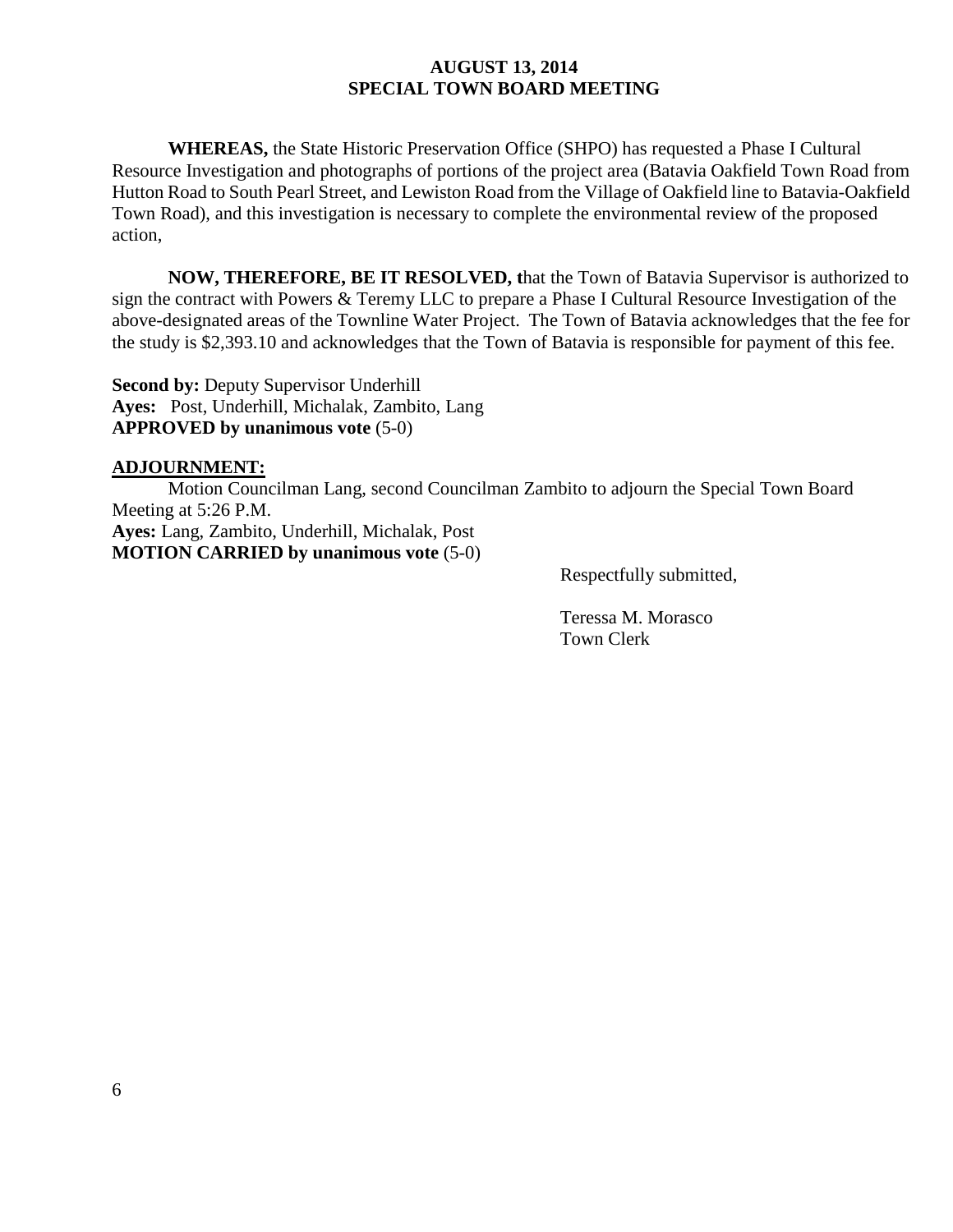**WHEREAS,** the State Historic Preservation Office (SHPO) has requested a Phase I Cultural Resource Investigation and photographs of portions of the project area (Batavia Oakfield Town Road from Hutton Road to South Pearl Street, and Lewiston Road from the Village of Oakfield line to Batavia-Oakfield Town Road), and this investigation is necessary to complete the environmental review of the proposed action,

**NOW, THEREFORE, BE IT RESOLVED, t**hat the Town of Batavia Supervisor is authorized to sign the contract with Powers & Teremy LLC to prepare a Phase I Cultural Resource Investigation of the above-designated areas of the Townline Water Project. The Town of Batavia acknowledges that the fee for the study is $2,393.10 and acknowledges that the Town of Batavia is responsible for payment of this fee.

**Second by:** Deputy Supervisor Underhill
**Ayes:** Post, Underhill, Michalak, Zambito, Lang
**APPROVED by unanimous vote** (5-0)

**ADJOURNMENT:**

Motion Councilman Lang, second Councilman Zambito to adjourn the Special Town Board Meeting at 5:26 P.M.
**Ayes:** Lang, Zambito, Underhill, Michalak, Post
**MOTION CARRIED by unanimous vote** (5-0)

Respectfully submitted,

Teressa M. Morasco
Town Clerk